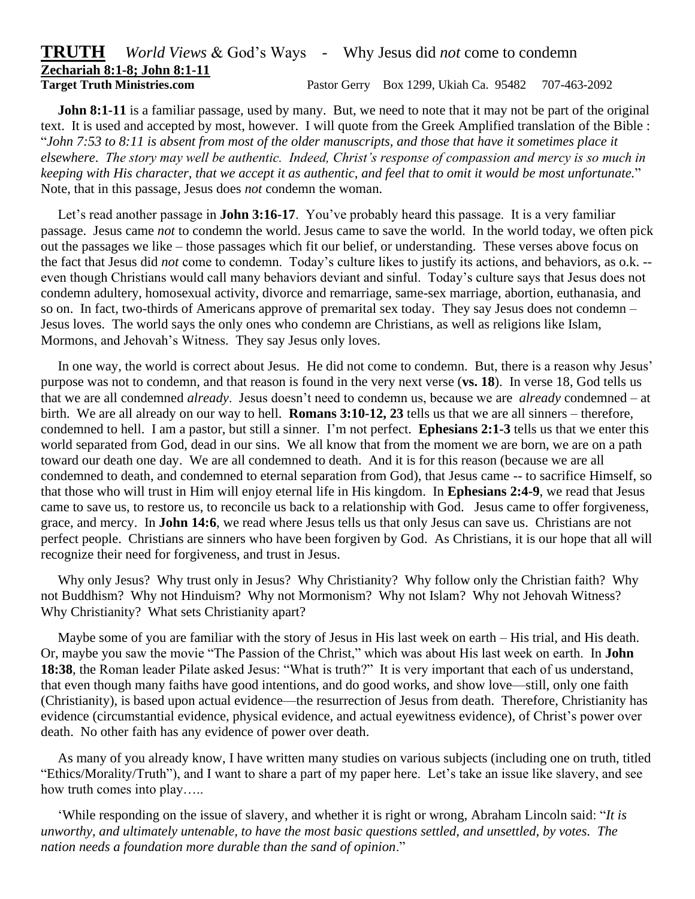# **TRUTH** *World Views* & God's Ways - Why Jesus did *not* come to condemn

**Zechariah 8:1-8; John 8:1-11**

**Target Truth Ministries.com** Pastor Gerry Box 1299, Ukiah Ca. 95482 707-463-2092

**John 8:1-11** is a familiar passage, used by many. But, we need to note that it may not be part of the original text. It is used and accepted by most, however. I will quote from the Greek Amplified translation of the Bible : "*John 7:53 to 8:11 is absent from most of the older manuscripts, and those that have it sometimes place it elsewhere. The story may well be authentic. Indeed, Christ's response of compassion and mercy is so much in keeping with His character, that we accept it as authentic, and feel that to omit it would be most unfortunate.*" Note, that in this passage, Jesus does *not* condemn the woman.

Let's read another passage in **John 3:16-17**. You've probably heard this passage. It is a very familiar passage. Jesus came *not* to condemn the world. Jesus came to save the world. In the world today, we often pick out the passages we like – those passages which fit our belief, or understanding. These verses above focus on the fact that Jesus did *not* come to condemn. Today's culture likes to justify its actions, and behaviors, as o.k. -- even though Christians would call many behaviors deviant and sinful. Today's culture says that Jesus does not condemn adultery, homosexual activity, divorce and remarriage, same-sex marriage, abortion, euthanasia, and so on. In fact, two-thirds of Americans approve of premarital sex today. They say Jesus does not condemn – Jesus loves. The world says the only ones who condemn are Christians, as well as religions like Islam, Mormons, and Jehovah's Witness. They say Jesus only loves.

In one way, the world is correct about Jesus. He did not come to condemn. But, there is a reason why Jesus' purpose was not to condemn, and that reason is found in the very next verse (**vs. 18**). In verse 18, God tells us that we are all condemned *already*. Jesus doesn't need to condemn us, because we are *already* condemned – at birth. We are all already on our way to hell. **Romans 3:10-12, 23** tells us that we are all sinners – therefore, condemned to hell. I am a pastor, but still a sinner. I'm not perfect. **Ephesians 2:1-3** tells us that we enter this world separated from God, dead in our sins. We all know that from the moment we are born, we are on a path toward our death one day. We are all condemned to death. And it is for this reason (because we are all condemned to death, and condemned to eternal separation from God), that Jesus came -- to sacrifice Himself, so that those who will trust in Him will enjoy eternal life in His kingdom. In **Ephesians 2:4-9**, we read that Jesus came to save us, to restore us, to reconcile us back to a relationship with God. Jesus came to offer forgiveness, grace, and mercy. In **John 14:6**, we read where Jesus tells us that only Jesus can save us. Christians are not perfect people. Christians are sinners who have been forgiven by God. As Christians, it is our hope that all will recognize their need for forgiveness, and trust in Jesus.

Why only Jesus? Why trust only in Jesus? Why Christianity? Why follow only the Christian faith? Why not Buddhism? Why not Hinduism? Why not Mormonism? Why not Islam? Why not Jehovah Witness? Why Christianity? What sets Christianity apart?

Maybe some of you are familiar with the story of Jesus in His last week on earth – His trial, and His death. Or, maybe you saw the movie "The Passion of the Christ," which was about His last week on earth. In **John 18:38**, the Roman leader Pilate asked Jesus: "What is truth?" It is very important that each of us understand, that even though many faiths have good intentions, and do good works, and show love—still, only one faith (Christianity), is based upon actual evidence—the resurrection of Jesus from death. Therefore, Christianity has evidence (circumstantial evidence, physical evidence, and actual eyewitness evidence), of Christ's power over death. No other faith has any evidence of power over death.

As many of you already know, I have written many studies on various subjects (including one on truth, titled "Ethics/Morality/Truth"), and I want to share a part of my paper here. Let's take an issue like slavery, and see how truth comes into play…..

'While responding on the issue of slavery, and whether it is right or wrong, Abraham Lincoln said: "*It is unworthy, and ultimately untenable, to have the most basic questions settled, and unsettled, by votes. The nation needs a foundation more durable than the sand of opinion*."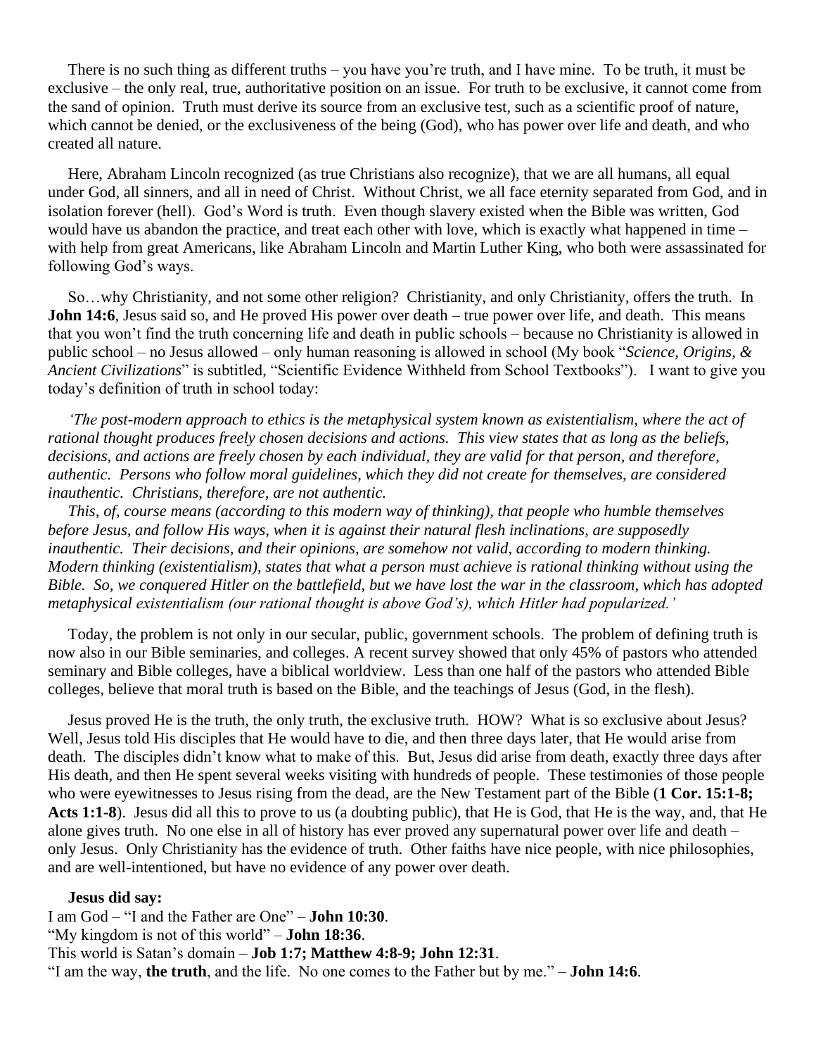There is no such thing as different truths – you have you're truth, and I have mine. To be truth, it must be exclusive – the only real, true, authoritative position on an issue. For truth to be exclusive, it cannot come from the sand of opinion. Truth must derive its source from an exclusive test, such as a scientific proof of nature, which cannot be denied, or the exclusiveness of the being (God), who has power over life and death, and who created all nature.

Here, Abraham Lincoln recognized (as true Christians also recognize), that we are all humans, all equal under God, all sinners, and all in need of Christ. Without Christ, we all face eternity separated from God, and in isolation forever (hell). God's Word is truth. Even though slavery existed when the Bible was written, God would have us abandon the practice, and treat each other with love, which is exactly what happened in time – with help from great Americans, like Abraham Lincoln and Martin Luther King, who both were assassinated for following God's ways.

So…why Christianity, and not some other religion? Christianity, and only Christianity, offers the truth. In **John 14:6**, Jesus said so, and He proved His power over death – true power over life, and death. This means that you won't find the truth concerning life and death in public schools – because no Christianity is allowed in public school – no Jesus allowed – only human reasoning is allowed in school (My book "*Science, Origins, & Ancient Civilizations*" is subtitled, "Scientific Evidence Withheld from School Textbooks"). I want to give you today's definition of truth in school today:

*'The post-modern approach to ethics is the metaphysical system known as existentialism, where the act of rational thought produces freely chosen decisions and actions. This view states that as long as the beliefs, decisions, and actions are freely chosen by each individual, they are valid for that person, and therefore, authentic. Persons who follow moral guidelines, which they did not create for themselves, are considered inauthentic. Christians, therefore, are not authentic.*

*This, of, course means (according to this modern way of thinking), that people who humble themselves before Jesus, and follow His ways, when it is against their natural flesh inclinations, are supposedly inauthentic. Their decisions, and their opinions, are somehow not valid, according to modern thinking. Modern thinking (existentialism), states that what a person must achieve is rational thinking without using the Bible. So, we conquered Hitler on the battlefield, but we have lost the war in the classroom, which has adopted metaphysical existentialism (our rational thought is above God's), which Hitler had popularized.'*

Today, the problem is not only in our secular, public, government schools. The problem of defining truth is now also in our Bible seminaries, and colleges. A recent survey showed that only 45% of pastors who attended seminary and Bible colleges, have a biblical worldview. Less than one half of the pastors who attended Bible colleges, believe that moral truth is based on the Bible, and the teachings of Jesus (God, in the flesh).

Jesus proved He is the truth, the only truth, the exclusive truth. HOW? What is so exclusive about Jesus? Well, Jesus told His disciples that He would have to die, and then three days later, that He would arise from death. The disciples didn't know what to make of this. But, Jesus did arise from death, exactly three days after His death, and then He spent several weeks visiting with hundreds of people. These testimonies of those people who were eyewitnesses to Jesus rising from the dead, are the New Testament part of the Bible (**1 Cor. 15:1-8; Acts 1:1-8**). Jesus did all this to prove to us (a doubting public), that He is God, that He is the way, and, that He alone gives truth. No one else in all of history has ever proved any supernatural power over life and death – only Jesus. Only Christianity has the evidence of truth. Other faiths have nice people, with nice philosophies, and are well-intentioned, but have no evidence of any power over death.

**Jesus did say:**

I am God – "I and the Father are One" – **John 10:30**.
"My kingdom is not of this world" – **John 18:36**.
This world is Satan's domain – **Job 1:7; Matthew 4:8-9; John 12:31**.
"I am the way, **the truth**, and the life. No one comes to the Father but by me." – **John 14:6**.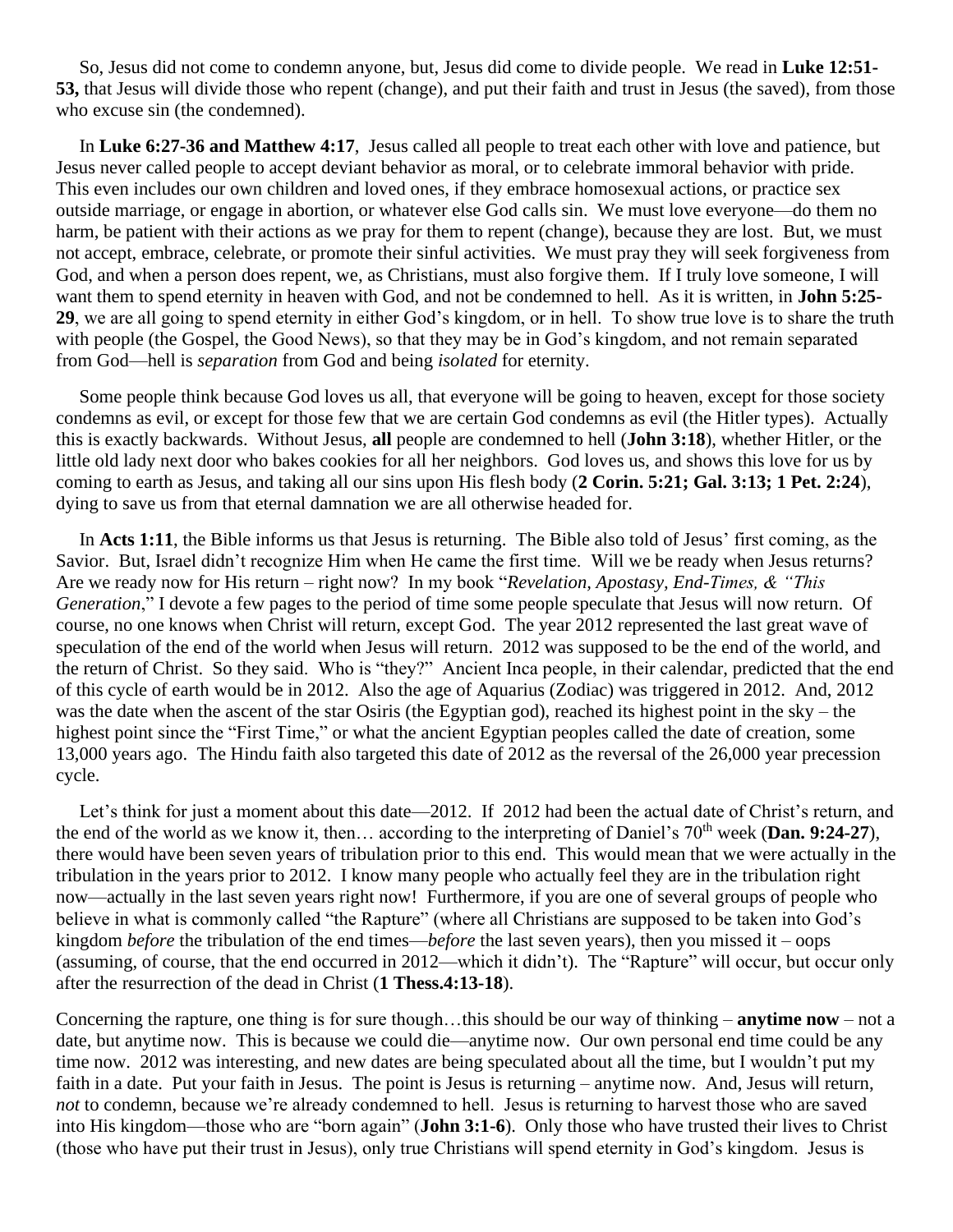So, Jesus did not come to condemn anyone, but, Jesus did come to divide people. We read in **Luke 12:51-53,** that Jesus will divide those who repent (change), and put their faith and trust in Jesus (the saved), from those who excuse sin (the condemned).

In **Luke 6:27-36 and Matthew 4:17**, Jesus called all people to treat each other with love and patience, but Jesus never called people to accept deviant behavior as moral, or to celebrate immoral behavior with pride. This even includes our own children and loved ones, if they embrace homosexual actions, or practice sex outside marriage, or engage in abortion, or whatever else God calls sin. We must love everyone—do them no harm, be patient with their actions as we pray for them to repent (change), because they are lost. But, we must not accept, embrace, celebrate, or promote their sinful activities. We must pray they will seek forgiveness from God, and when a person does repent, we, as Christians, must also forgive them. If I truly love someone, I will want them to spend eternity in heaven with God, and not be condemned to hell. As it is written, in **John 5:25-29**, we are all going to spend eternity in either God's kingdom, or in hell. To show true love is to share the truth with people (the Gospel, the Good News), so that they may be in God's kingdom, and not remain separated from God—hell is *separation* from God and being *isolated* for eternity.

Some people think because God loves us all, that everyone will be going to heaven, except for those society condemns as evil, or except for those few that we are certain God condemns as evil (the Hitler types). Actually this is exactly backwards. Without Jesus, **all** people are condemned to hell (**John 3:18**), whether Hitler, or the little old lady next door who bakes cookies for all her neighbors. God loves us, and shows this love for us by coming to earth as Jesus, and taking all our sins upon His flesh body (**2 Corin. 5:21; Gal. 3:13; 1 Pet. 2:24**), dying to save us from that eternal damnation we are all otherwise headed for.

In **Acts 1:11**, the Bible informs us that Jesus is returning. The Bible also told of Jesus' first coming, as the Savior. But, Israel didn't recognize Him when He came the first time. Will we be ready when Jesus returns? Are we ready now for His return – right now? In my book "*Revelation, Apostasy, End-Times, & "This Generation*," I devote a few pages to the period of time some people speculate that Jesus will now return. Of course, no one knows when Christ will return, except God. The year 2012 represented the last great wave of speculation of the end of the world when Jesus will return. 2012 was supposed to be the end of the world, and the return of Christ. So they said. Who is "they?" Ancient Inca people, in their calendar, predicted that the end of this cycle of earth would be in 2012. Also the age of Aquarius (Zodiac) was triggered in 2012. And, 2012 was the date when the ascent of the star Osiris (the Egyptian god), reached its highest point in the sky – the highest point since the "First Time," or what the ancient Egyptian peoples called the date of creation, some 13,000 years ago. The Hindu faith also targeted this date of 2012 as the reversal of the 26,000 year precession cycle.

Let's think for just a moment about this date—2012. If 2012 had been the actual date of Christ's return, and the end of the world as we know it, then… according to the interpreting of Daniel's 70th week (**Dan. 9:24-27**), there would have been seven years of tribulation prior to this end. This would mean that we were actually in the tribulation in the years prior to 2012. I know many people who actually feel they are in the tribulation right now—actually in the last seven years right now! Furthermore, if you are one of several groups of people who believe in what is commonly called "the Rapture" (where all Christians are supposed to be taken into God's kingdom *before* the tribulation of the end times—*before* the last seven years), then you missed it – oops (assuming, of course, that the end occurred in 2012—which it didn't). The "Rapture" will occur, but occur only after the resurrection of the dead in Christ (**1 Thess.4:13-18**).

Concerning the rapture, one thing is for sure though…this should be our way of thinking – **anytime now** – not a date, but anytime now. This is because we could die—anytime now. Our own personal end time could be any time now. 2012 was interesting, and new dates are being speculated about all the time, but I wouldn't put my faith in a date. Put your faith in Jesus. The point is Jesus is returning – anytime now. And, Jesus will return, *not* to condemn, because we're already condemned to hell. Jesus is returning to harvest those who are saved into His kingdom—those who are "born again" (**John 3:1-6**). Only those who have trusted their lives to Christ (those who have put their trust in Jesus), only true Christians will spend eternity in God's kingdom. Jesus is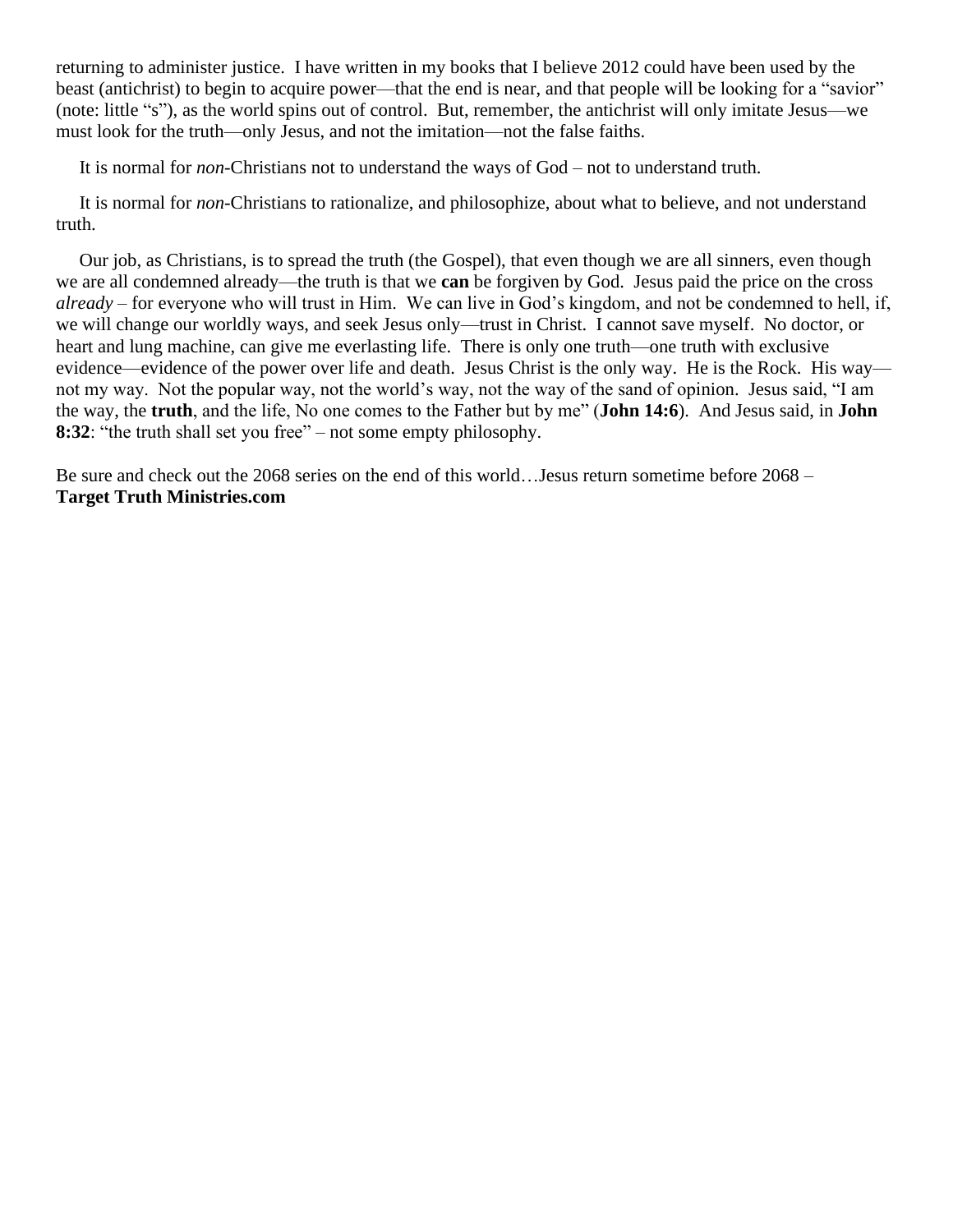returning to administer justice. I have written in my books that I believe 2012 could have been used by the beast (antichrist) to begin to acquire power—that the end is near, and that people will be looking for a "savior" (note: little "s"), as the world spins out of control. But, remember, the antichrist will only imitate Jesus—we must look for the truth—only Jesus, and not the imitation—not the false faiths.

It is normal for *non*-Christians not to understand the ways of God – not to understand truth.

It is normal for *non*-Christians to rationalize, and philosophize, about what to believe, and not understand truth.

Our job, as Christians, is to spread the truth (the Gospel), that even though we are all sinners, even though we are all condemned already—the truth is that we **can** be forgiven by God. Jesus paid the price on the cross *already* – for everyone who will trust in Him. We can live in God's kingdom, and not be condemned to hell, if, we will change our worldly ways, and seek Jesus only—trust in Christ. I cannot save myself. No doctor, or heart and lung machine, can give me everlasting life. There is only one truth—one truth with exclusive evidence—evidence of the power over life and death. Jesus Christ is the only way. He is the Rock. His way—not my way. Not the popular way, not the world's way, not the way of the sand of opinion. Jesus said, "I am the way, the **truth**, and the life, No one comes to the Father but by me" (**John 14:6**). And Jesus said, in **John 8:32**: "the truth shall set you free" – not some empty philosophy.

Be sure and check out the 2068 series on the end of this world…Jesus return sometime before 2068 – **Target Truth Ministries.com**